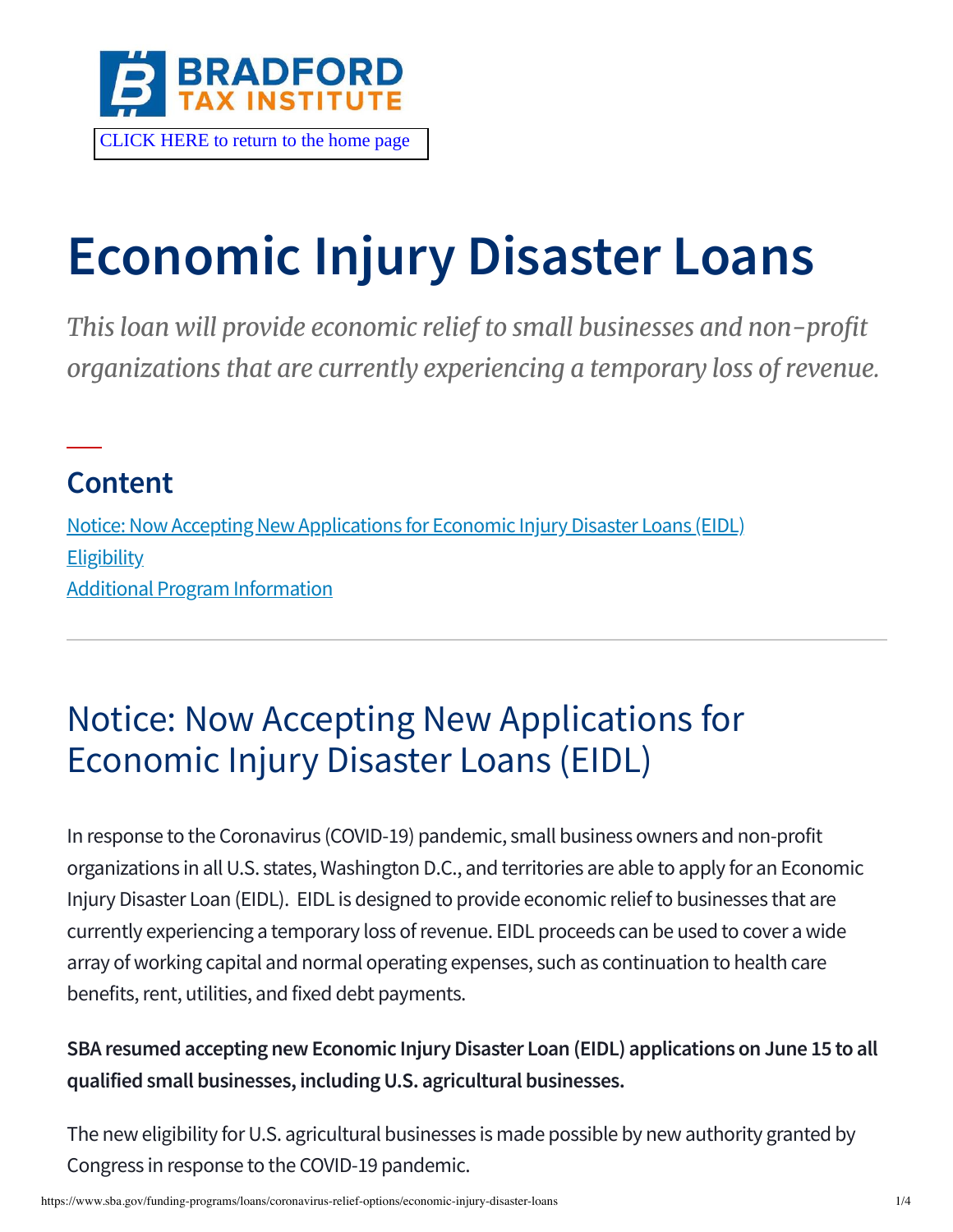CLICK HERE to return to the home page

# Economic Injury Disaster Loans

*This loan will provide economic relief to small businesses and non-profit organizations that are currently experiencing a temporary loss of revenue.*

## Content

[Notice: Now Accepting New Applications for Economic Injury Disaster Loans (EIDL)](#)
[Eligibility](#)
[Additional Program Information](#)

---

## Notice: Now Accepting New Applications for Economic Injury Disaster Loans (EIDL)

In response to the Coronavirus (COVID-19) pandemic, small business owners and non-profit organizations in all U.S. states, Washington D.C., and territories are able to apply for an Economic Injury Disaster Loan (EIDL). EIDL is designed to provide economic relief to businesses that are currently experiencing a temporary loss of revenue. EIDL proceeds can be used to cover a wide array of working capital and normal operating expenses, such as continuation to health care benefits, rent, utilities, and fixed debt payments.

**SBA resumed accepting new Economic Injury Disaster Loan (EIDL) applications on June 15 to all qualified small businesses, including U.S. agricultural businesses.**

The new eligibility for U.S. agricultural businesses is made possible by new authority granted by Congress in response to the COVID-19 pandemic.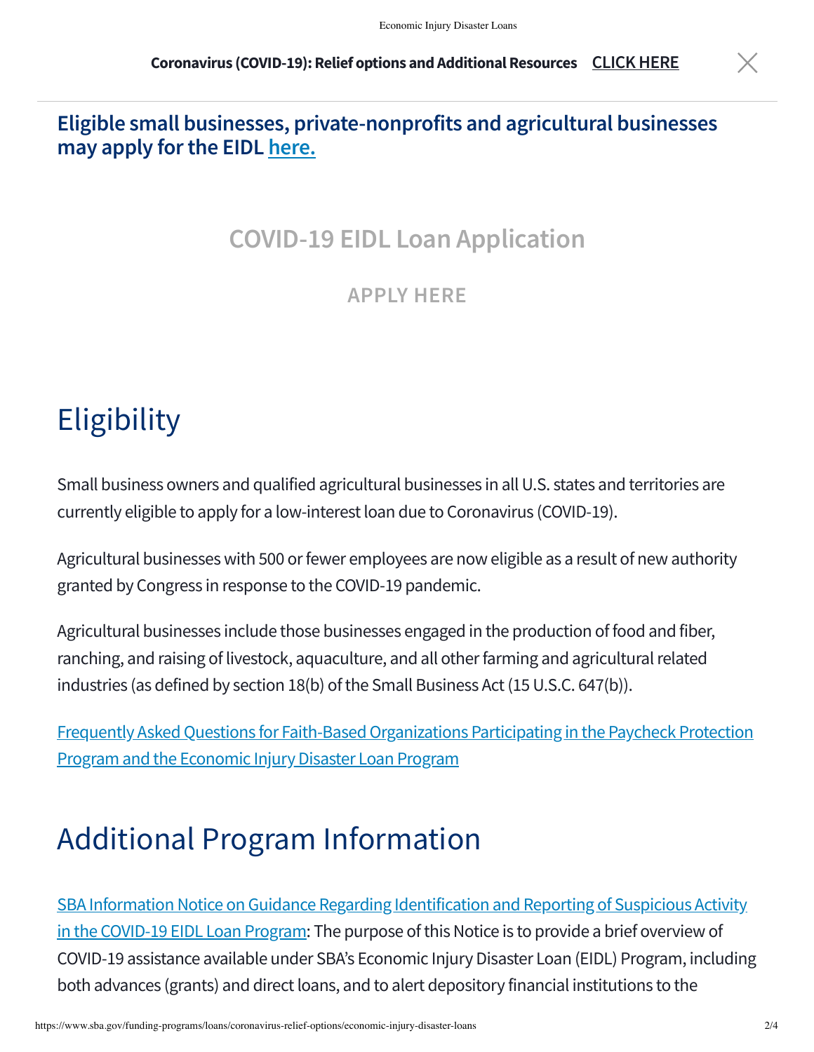Coronavirus (COVID-19): Relief options and Additional Resources CLICK HERE

**Eligible small businesses, private-nonprofits and agricultural businesses may apply for the EIDL here.**

## COVID-19 EIDL Loan Application

APPLY HERE

# Eligibility

Small business owners and qualified agricultural businesses in all U.S. states and territories are currently eligible to apply for a low-interest loan due to Coronavirus (COVID-19).

Agricultural businesses with 500 or fewer employees are now eligible as a result of new authority granted by Congress in response to the COVID-19 pandemic.

Agricultural businesses include those businesses engaged in the production of food and fiber, ranching, and raising of livestock, aquaculture, and all other farming and agricultural related industries (as defined by section 18(b) of the Small Business Act (15 U.S.C. 647(b)).

Frequently Asked Questions for Faith-Based Organizations Participating in the Paycheck Protection Program and the Economic Injury Disaster Loan Program

# Additional Program Information

SBA Information Notice on Guidance Regarding Identification and Reporting of Suspicious Activity in the COVID-19 EIDL Loan Program: The purpose of this Notice is to provide a brief overview of COVID-19 assistance available under SBA's Economic Injury Disaster Loan (EIDL) Program, including both advances (grants) and direct loans, and to alert depository financial institutions to the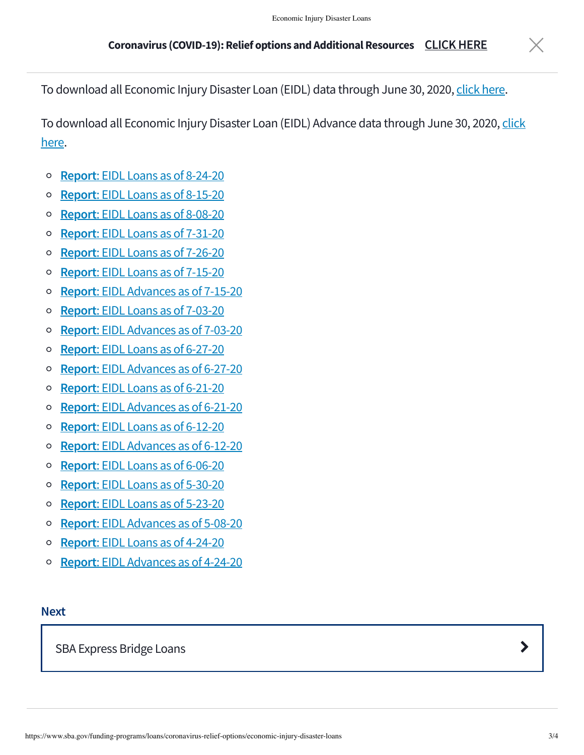Coronavirus (COVID-19): Relief options and Additional Resources CLICK HERE

To download all Economic Injury Disaster Loan (EIDL) data through June 30, 2020, click here.

To download all Economic Injury Disaster Loan (EIDL) Advance data through June 30, 2020, click here.

- **Report**: EIDL Loans as of 8-24-20
- **Report**: EIDL Loans as of 8-15-20
- **Report**: EIDL Loans as of 8-08-20
- **Report**: EIDL Loans as of 7-31-20
- **Report**: EIDL Loans as of 7-26-20
- **Report**: EIDL Loans as of 7-15-20
- **Report**: EIDL Advances as of 7-15-20
- **Report**: EIDL Loans as of 7-03-20
- **Report**: EIDL Advances as of 7-03-20
- **Report**: EIDL Loans as of 6-27-20
- **Report**: EIDL Advances as of 6-27-20
- **Report**: EIDL Loans as of 6-21-20
- **Report**: EIDL Advances as of 6-21-20
- **Report**: EIDL Loans as of 6-12-20
- **Report**: EIDL Advances as of 6-12-20
- **Report**: EIDL Loans as of 6-06-20
- **Report**: EIDL Loans as of 5-30-20
- **Report**: EIDL Loans as of 5-23-20
- **Report**: EIDL Advances as of 5-08-20
- **Report**: EIDL Loans as of 4-24-20
- **Report**: EIDL Advances as of 4-24-20

**Next**

SBA Express Bridge Loans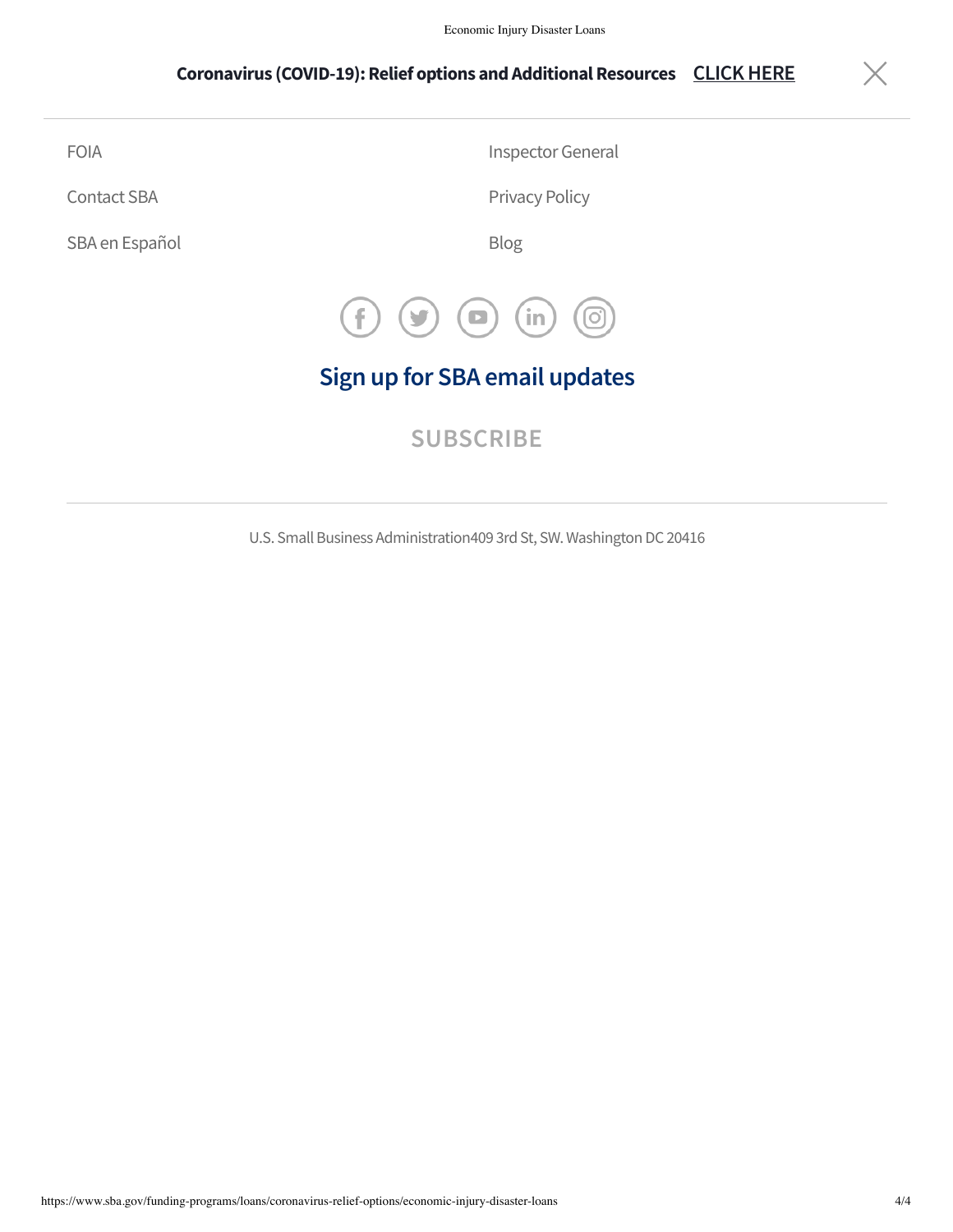**Coronavirus (COVID-19): Relief options and Additional Resources** CLICK HERE

FOIA

Inspector General

Contact SBA

Privacy Policy

SBA en Español

Blog

## Sign up for SBA email updates

SUBSCRIBE

U.S. Small Business Administration409 3rd St, SW. Washington DC 20416